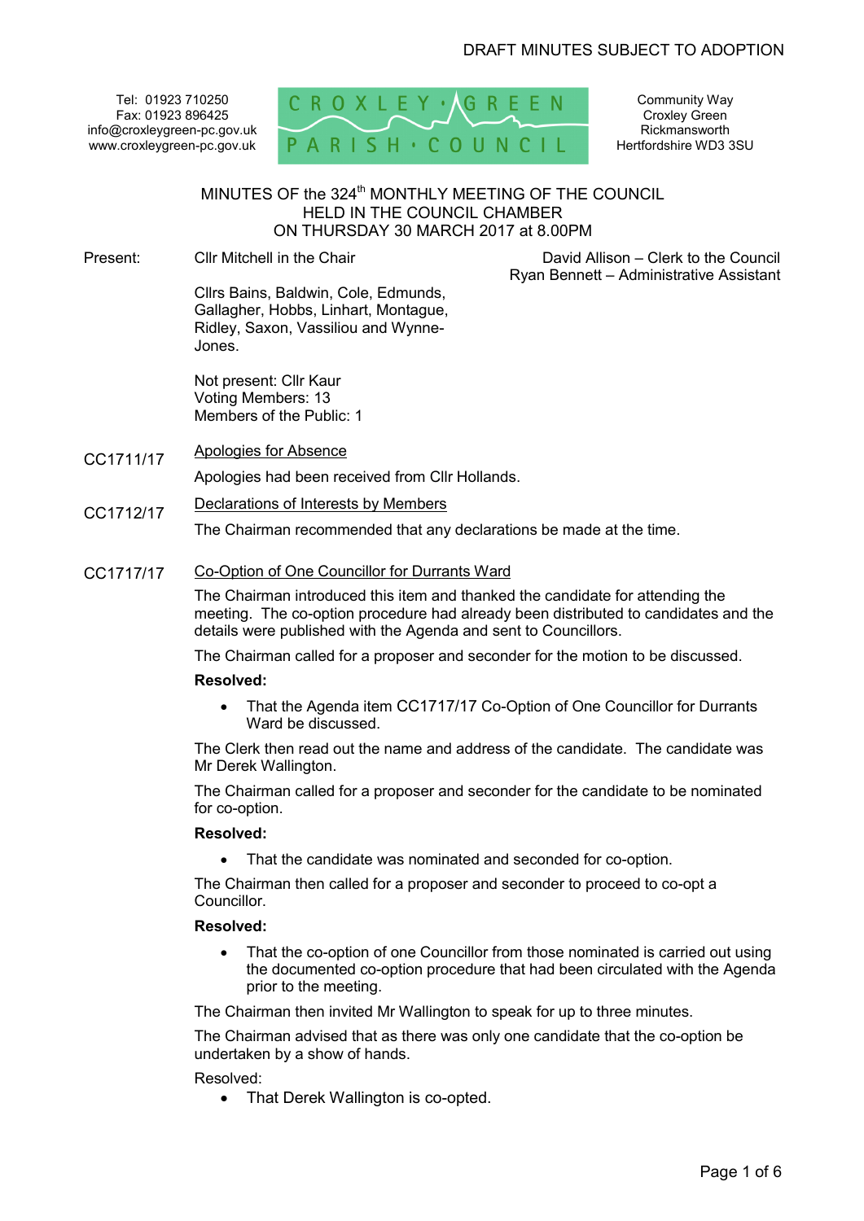DRAFT MINUTES SUBJECT TO ADOPTION

Tel: 01923 710250
Fax: 01923 896425
info@croxleygreen-pc.gov.uk
www.croxleygreen-pc.gov.uk

CROXLEY GREEN PARISH COUNCIL

Community Way
Croxley Green
Rickmansworth
Hertfordshire WD3 3SU

# MINUTES OF the 324th MONTHLY MEETING OF THE COUNCIL HELD IN THE COUNCIL CHAMBER ON THURSDAY 30 MARCH 2017 at 8.00PM

Present: Cllr Mitchell in the Chair

David Allison – Clerk to the Council
Ryan Bennett – Administrative Assistant

Cllrs Bains, Baldwin, Cole, Edmunds, Gallagher, Hobbs, Linhart, Montague, Ridley, Saxon, Vassiliou and Wynne-Jones.

Not present: Cllr Kaur
Voting Members: 13
Members of the Public: 1

**CC1711/17** Apologies for Absence

Apologies had been received from Cllr Hollands.

**CC1712/17** Declarations of Interests by Members

The Chairman recommended that any declarations be made at the time.

**CC1717/17** Co-Option of One Councillor for Durrants Ward

The Chairman introduced this item and thanked the candidate for attending the meeting. The co-option procedure had already been distributed to candidates and the details were published with the Agenda and sent to Councillors.

The Chairman called for a proposer and seconder for the motion to be discussed.

**Resolved:**

- That the Agenda item CC1717/17 Co-Option of One Councillor for Durrants Ward be discussed.

The Clerk then read out the name and address of the candidate. The candidate was Mr Derek Wallington.

The Chairman called for a proposer and seconder for the candidate to be nominated for co-option.

**Resolved:**

- That the candidate was nominated and seconded for co-option.

The Chairman then called for a proposer and seconder to proceed to co-opt a Councillor.

**Resolved:**

- That the co-option of one Councillor from those nominated is carried out using the documented co-option procedure that had been circulated with the Agenda prior to the meeting.

The Chairman then invited Mr Wallington to speak for up to three minutes.

The Chairman advised that as there was only one candidate that the co-option be undertaken by a show of hands.

Resolved:

- That Derek Wallington is co-opted.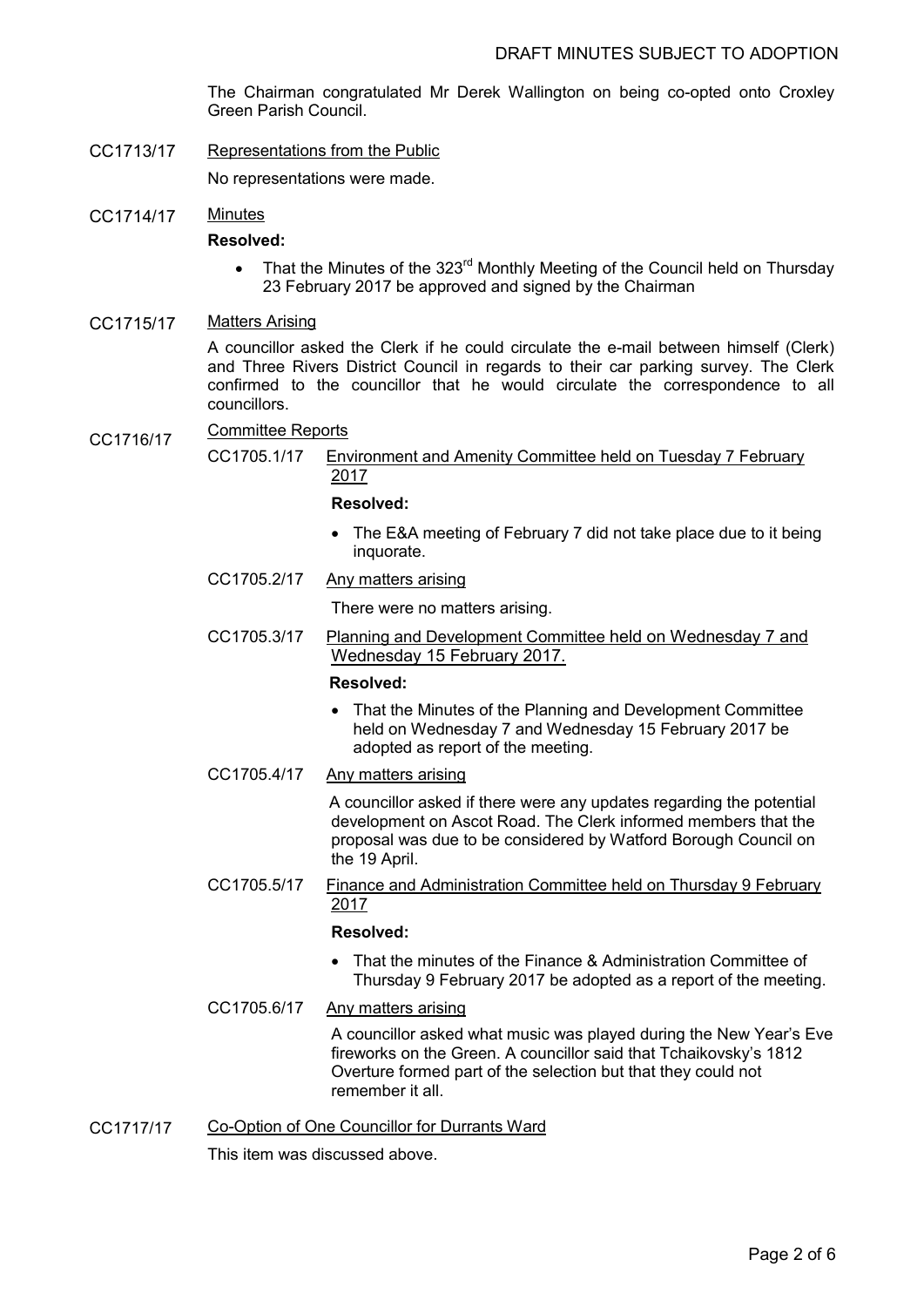The Chairman congratulated Mr Derek Wallington on being co-opted onto Croxley Green Parish Council.

CC1713/17 Representations from the Public

No representations were made.

CC1714/17 Minutes

**Resolved:**

- That the Minutes of the 323rd Monthly Meeting of the Council held on Thursday 23 February 2017 be approved and signed by the Chairman

CC1715/17 Matters Arising

A councillor asked the Clerk if he could circulate the e-mail between himself (Clerk) and Three Rivers District Council in regards to their car parking survey. The Clerk confirmed to the councillor that he would circulate the correspondence to all councillors.

CC1716/17 Committee Reports

CC1705.1/17 Environment and Amenity Committee held on Tuesday 7 February 2017

**Resolved:**

- The E&A meeting of February 7 did not take place due to it being inquorate.

CC1705.2/17 Any matters arising

There were no matters arising.

CC1705.3/17 Planning and Development Committee held on Wednesday 7 and Wednesday 15 February 2017.

**Resolved:**

- That the Minutes of the Planning and Development Committee held on Wednesday 7 and Wednesday 15 February 2017 be adopted as report of the meeting.

CC1705.4/17 Any matters arising

A councillor asked if there were any updates regarding the potential development on Ascot Road. The Clerk informed members that the proposal was due to be considered by Watford Borough Council on the 19 April.

CC1705.5/17 Finance and Administration Committee held on Thursday 9 February 2017

**Resolved:**

- That the minutes of the Finance & Administration Committee of Thursday 9 February 2017 be adopted as a report of the meeting.

CC1705.6/17 Any matters arising

A councillor asked what music was played during the New Year's Eve fireworks on the Green. A councillor said that Tchaikovsky's 1812 Overture formed part of the selection but that they could not remember it all.

CC1717/17 Co-Option of One Councillor for Durrants Ward

This item was discussed above.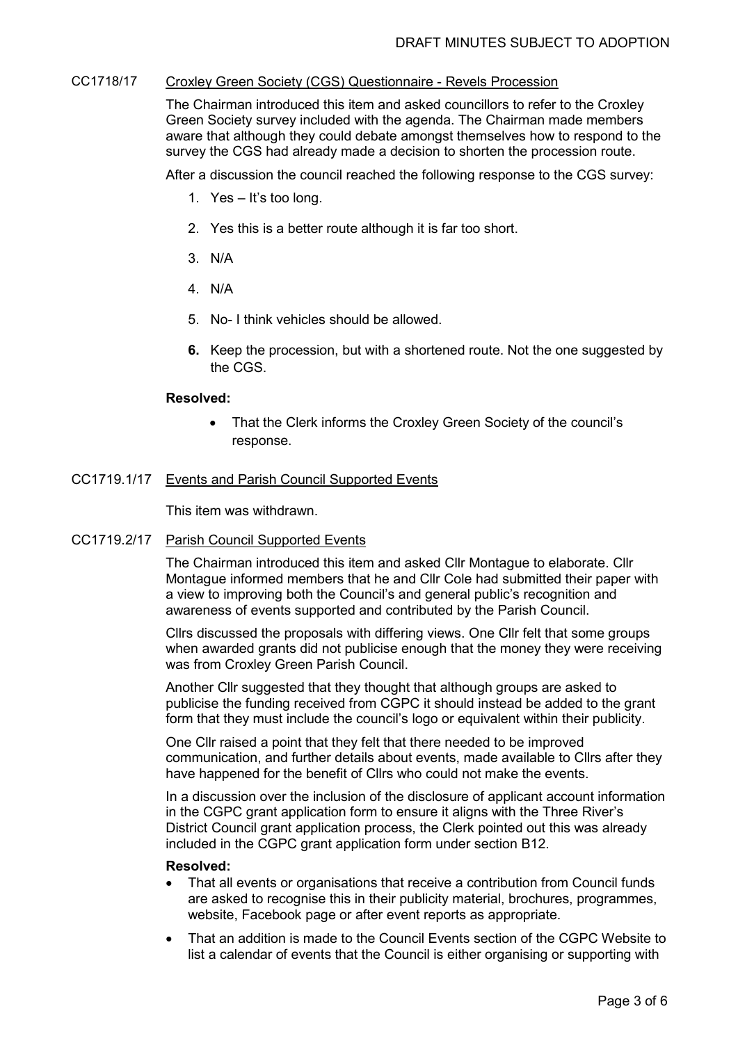### CC1718/17 Croxley Green Society (CGS) Questionnaire - Revels Procession

The Chairman introduced this item and asked councillors to refer to the Croxley Green Society survey included with the agenda. The Chairman made members aware that although they could debate amongst themselves how to respond to the survey the CGS had already made a decision to shorten the procession route.

After a discussion the council reached the following response to the CGS survey:

1. Yes – It's too long.
2. Yes this is a better route although it is far too short.
3. N/A
4. N/A
5. No- I think vehicles should be allowed.
6. Keep the procession, but with a shortened route. Not the one suggested by the CGS.

**Resolved:**

- That the Clerk informs the Croxley Green Society of the council's response.

### CC1719.1/17 Events and Parish Council Supported Events

This item was withdrawn.

### CC1719.2/17 Parish Council Supported Events

The Chairman introduced this item and asked Cllr Montague to elaborate. Cllr Montague informed members that he and Cllr Cole had submitted their paper with a view to improving both the Council's and general public's recognition and awareness of events supported and contributed by the Parish Council.

Cllrs discussed the proposals with differing views. One Cllr felt that some groups when awarded grants did not publicise enough that the money they were receiving was from Croxley Green Parish Council.

Another Cllr suggested that they thought that although groups are asked to publicise the funding received from CGPC it should instead be added to the grant form that they must include the council's logo or equivalent within their publicity.

One Cllr raised a point that they felt that there needed to be improved communication, and further details about events, made available to Cllrs after they have happened for the benefit of Cllrs who could not make the events.

In a discussion over the inclusion of the disclosure of applicant account information in the CGPC grant application form to ensure it aligns with the Three River's District Council grant application process, the Clerk pointed out this was already included in the CGPC grant application form under section B12.

**Resolved:**

- That all events or organisations that receive a contribution from Council funds are asked to recognise this in their publicity material, brochures, programmes, website, Facebook page or after event reports as appropriate.
- That an addition is made to the Council Events section of the CGPC Website to list a calendar of events that the Council is either organising or supporting with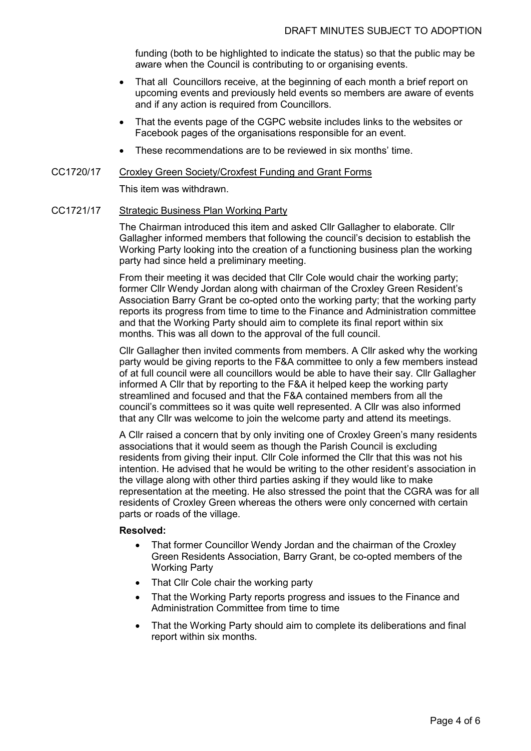funding (both to be highlighted to indicate the status) so that the public may be aware when the Council is contributing to or organising events.

- That all Councillors receive, at the beginning of each month a brief report on upcoming events and previously held events so members are aware of events and if any action is required from Councillors.
- That the events page of the CGPC website includes links to the websites or Facebook pages of the organisations responsible for an event.
- These recommendations are to be reviewed in six months' time.

CC1720/17 Croxley Green Society/Croxfest Funding and Grant Forms

This item was withdrawn.

CC1721/17 Strategic Business Plan Working Party

The Chairman introduced this item and asked Cllr Gallagher to elaborate. Cllr Gallagher informed members that following the council's decision to establish the Working Party looking into the creation of a functioning business plan the working party had since held a preliminary meeting.

From their meeting it was decided that Cllr Cole would chair the working party; former Cllr Wendy Jordan along with chairman of the Croxley Green Resident's Association Barry Grant be co-opted onto the working party; that the working party reports its progress from time to time to the Finance and Administration committee and that the Working Party should aim to complete its final report within six months. This was all down to the approval of the full council.

Cllr Gallagher then invited comments from members. A Cllr asked why the working party would be giving reports to the F&A committee to only a few members instead of at full council were all councillors would be able to have their say. Cllr Gallagher informed A Cllr that by reporting to the F&A it helped keep the working party streamlined and focused and that the F&A contained members from all the council's committees so it was quite well represented. A Cllr was also informed that any Cllr was welcome to join the welcome party and attend its meetings.

A Cllr raised a concern that by only inviting one of Croxley Green's many residents associations that it would seem as though the Parish Council is excluding residents from giving their input. Cllr Cole informed the Cllr that this was not his intention. He advised that he would be writing to the other resident's association in the village along with other third parties asking if they would like to make representation at the meeting. He also stressed the point that the CGRA was for all residents of Croxley Green whereas the others were only concerned with certain parts or roads of the village.

**Resolved:**

- That former Councillor Wendy Jordan and the chairman of the Croxley Green Residents Association, Barry Grant, be co-opted members of the Working Party
- That Cllr Cole chair the working party
- That the Working Party reports progress and issues to the Finance and Administration Committee from time to time
- That the Working Party should aim to complete its deliberations and final report within six months.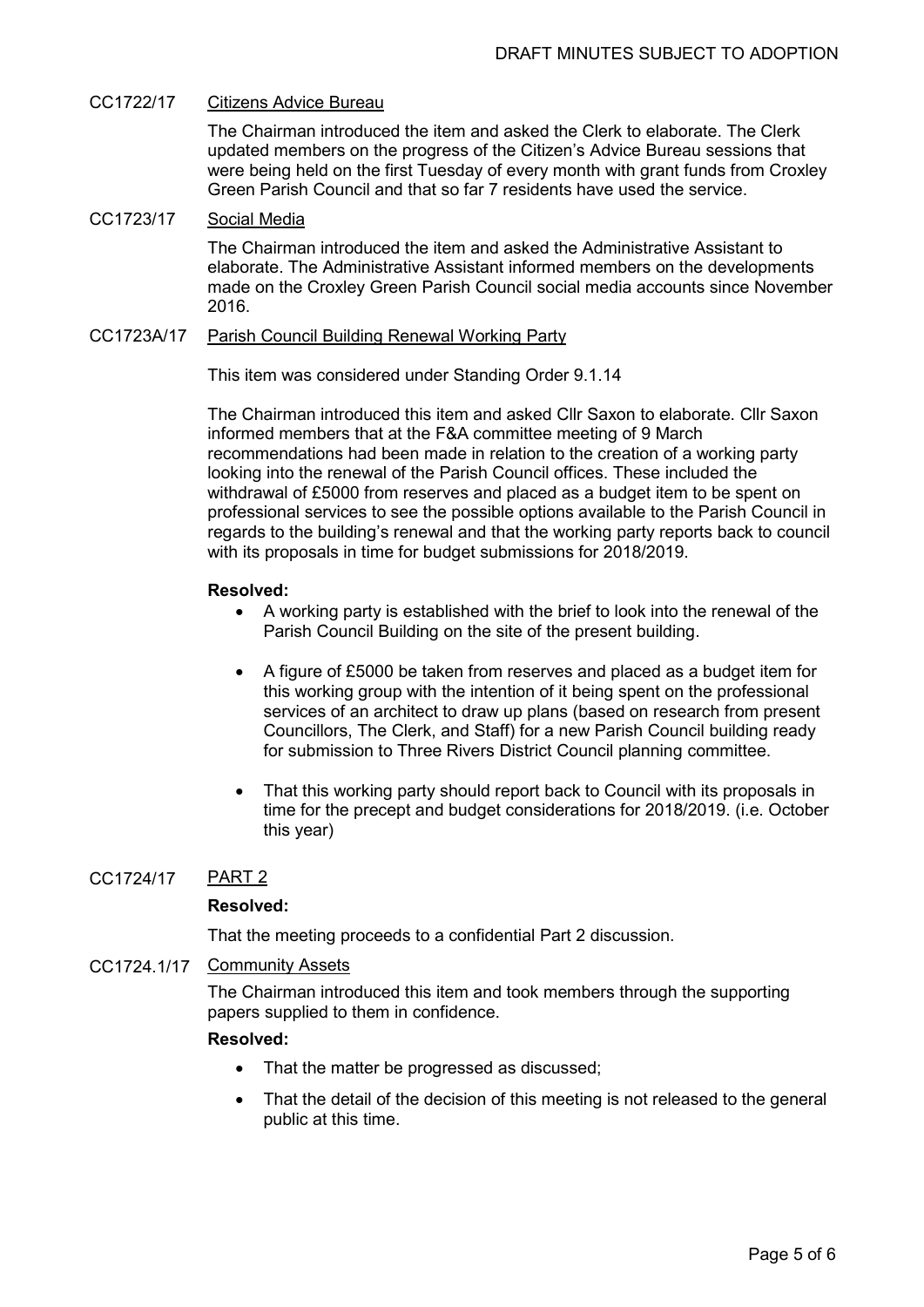DRAFT MINUTES SUBJECT TO ADOPTION

CC1722/17 Citizens Advice Bureau

The Chairman introduced the item and asked the Clerk to elaborate. The Clerk updated members on the progress of the Citizen's Advice Bureau sessions that were being held on the first Tuesday of every month with grant funds from Croxley Green Parish Council and that so far 7 residents have used the service.

CC1723/17 Social Media

The Chairman introduced the item and asked the Administrative Assistant to elaborate. The Administrative Assistant informed members on the developments made on the Croxley Green Parish Council social media accounts since November 2016.

CC1723A/17 Parish Council Building Renewal Working Party

This item was considered under Standing Order 9.1.14

The Chairman introduced this item and asked Cllr Saxon to elaborate. Cllr Saxon informed members that at the F&A committee meeting of 9 March recommendations had been made in relation to the creation of a working party looking into the renewal of the Parish Council offices. These included the withdrawal of £5000 from reserves and placed as a budget item to be spent on professional services to see the possible options available to the Parish Council in regards to the building's renewal and that the working party reports back to council with its proposals in time for budget submissions for 2018/2019.

**Resolved:**

- A working party is established with the brief to look into the renewal of the Parish Council Building on the site of the present building.
- A figure of £5000 be taken from reserves and placed as a budget item for this working group with the intention of it being spent on the professional services of an architect to draw up plans (based on research from present Councillors, The Clerk, and Staff) for a new Parish Council building ready for submission to Three Rivers District Council planning committee.
- That this working party should report back to Council with its proposals in time for the precept and budget considerations for 2018/2019. (i.e. October this year)

CC1724/17 PART 2

**Resolved:**

That the meeting proceeds to a confidential Part 2 discussion.

CC1724.1/17 Community Assets

The Chairman introduced this item and took members through the supporting papers supplied to them in confidence.

**Resolved:**

- That the matter be progressed as discussed;
- That the detail of the decision of this meeting is not released to the general public at this time.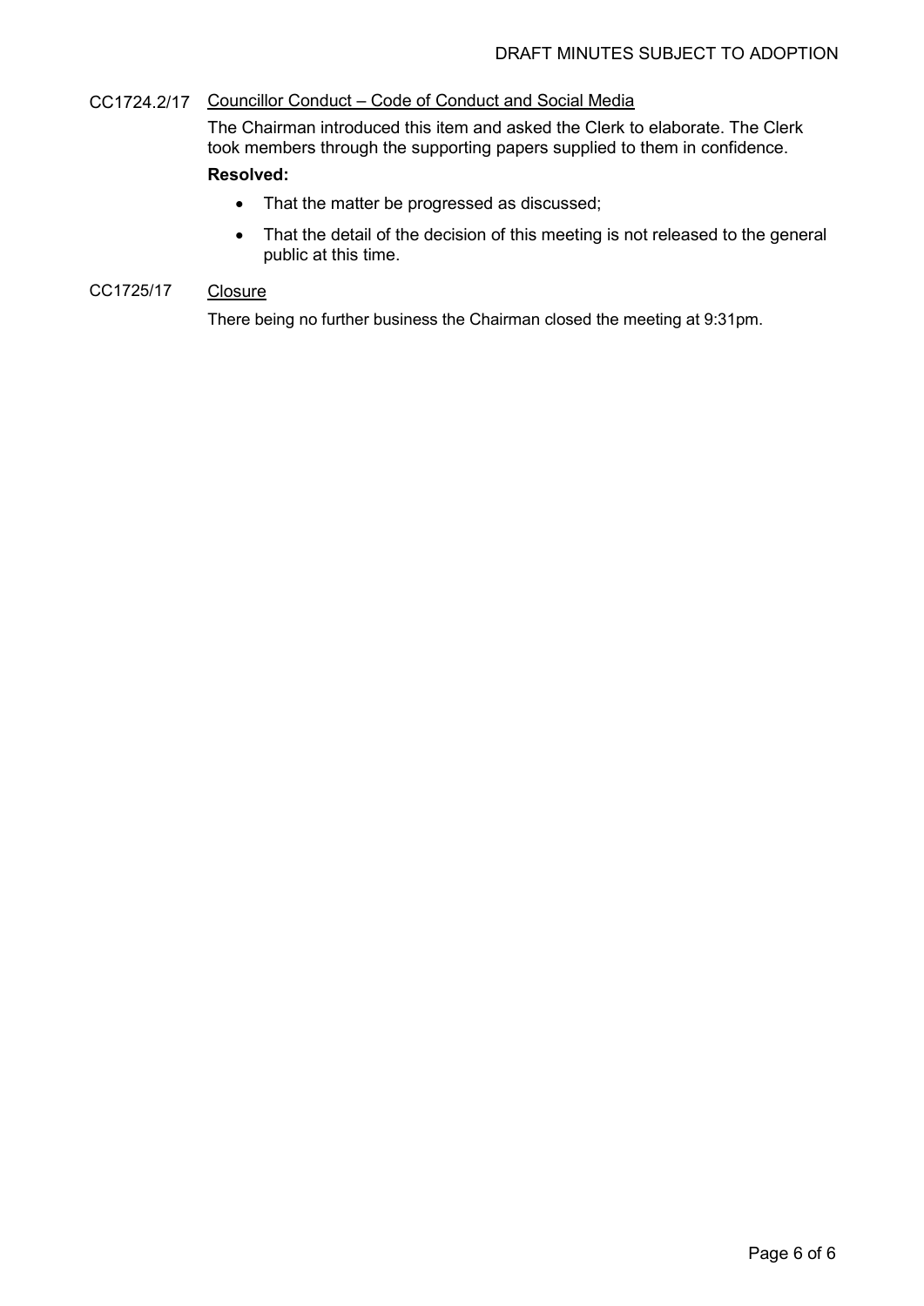CC1724.2/17 Councillor Conduct – Code of Conduct and Social Media

The Chairman introduced this item and asked the Clerk to elaborate. The Clerk took members through the supporting papers supplied to them in confidence.

**Resolved:**

- That the matter be progressed as discussed;
- That the detail of the decision of this meeting is not released to the general public at this time.

CC1725/17 Closure

There being no further business the Chairman closed the meeting at 9:31pm.